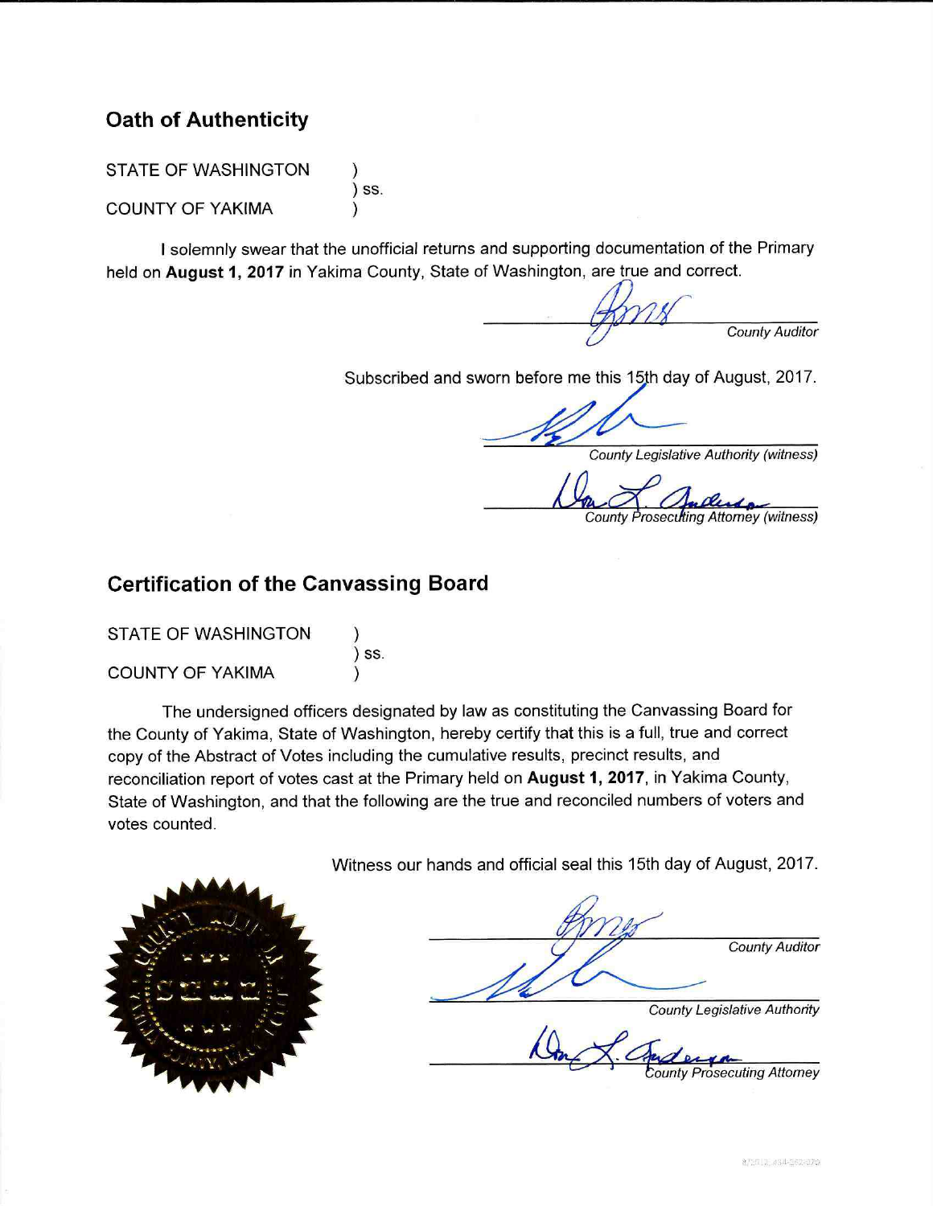## Oath of Authenticity

STATE OF WASHINGTON )
) ss.
COUNTY OF YAKIMA )

I solemnly swear that the unofficial returns and supporting documentation of the Primary held on **August 1, 2017** in Yakima County, State of Washington, are true and correct.

_______________ *County Auditor*

Subscribed and sworn before me this 15th day of August, 2017.

_______________ *County Legislative Authority (witness)*

_______________ *County Prosecuting Attorney (witness)*

## Certification of the Canvassing Board

STATE OF WASHINGTON )
) ss.
COUNTY OF YAKIMA )

The undersigned officers designated by law as constituting the Canvassing Board for the County of Yakima, State of Washington, hereby certify that this is a full, true and correct copy of the Abstract of Votes including the cumulative results, precinct results, and reconciliation report of votes cast at the Primary held on **August 1, 2017**, in Yakima County, State of Washington, and that the following are the true and reconciled numbers of voters and votes counted.

Witness our hands and official seal this 15th day of August, 2017.

_______________ *County Auditor*

_______________ *County Legislative Authority*

_______________ *County Prosecuting Attorney*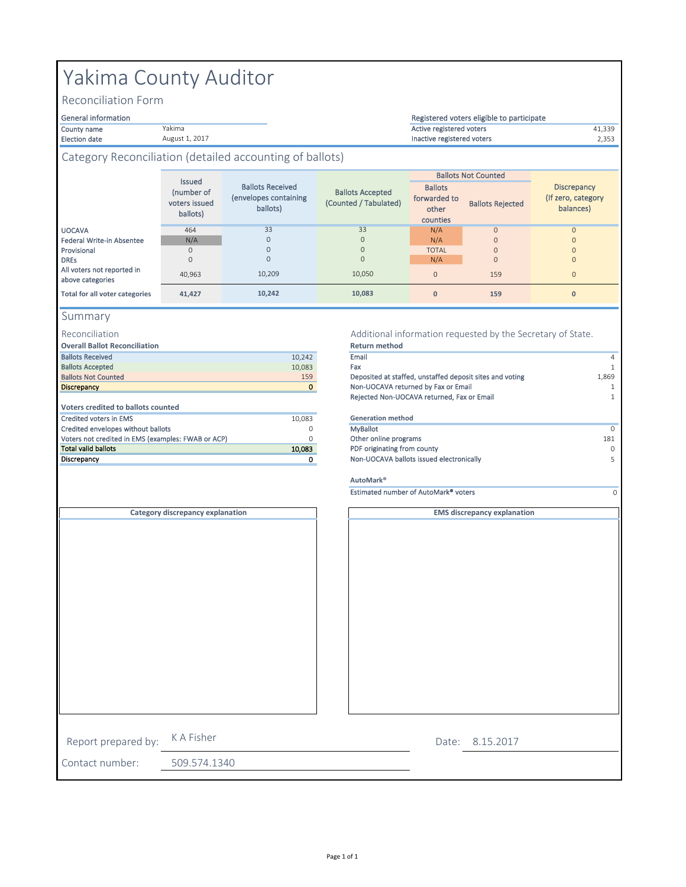# Yakima County Auditor

## Reconciliation Form

| General information | |
|---|---|
| County name | Yakima |
| Election date | August 1, 2017 |

| Registered voters eligible to participate | |
|---|---|
| Active registered voters | 41,339 |
| Inactive registered voters | 2,353 |

## Category Reconciliation (detailed accounting of ballots)

| | Issued (number of voters issued ballots) | Ballots Received (envelopes containing ballots) | Ballots Accepted (Counted / Tabulated) | Ballots Not Counted | | Discrepancy (If zero, category balances) |
|---|---|---|---|---|---|---|
| | | | | Ballots forwarded to other counties | Ballots Rejected | |
| UOCAVA | 464 | 33 | 33 | N/A | 0 | 0 |
| Federal Write-in Absentee | N/A | 0 | 0 | N/A | 0 | 0 |
| Provisional | 0 | 0 | 0 | TOTAL | 0 | 0 |
| DREs | 0 | 0 | 0 | N/A | 0 | 0 |
| All voters not reported in above categories | 40,963 | 10,209 | 10,050 | 0 | 159 | 0 |
| **Total for all voter categories** | **41,427** | **10,242** | **10,083** | **0** | **159** | **0** |

## Summary

### Reconciliation

**Overall Ballot Reconciliation**

| | |
|---|---|
| Ballots Received | 10,242 |
| Ballots Accepted | 10,083 |
| Ballots Not Counted | 159 |
| Discrepancy | 0 |

**Voters credited to ballots counted**

| | |
|---|---|
| Credited voters in EMS | 10,083 |
| Credited envelopes without ballots | 0 |
| Voters not credited in EMS (examples: FWAB or ACP) | 0 |
| Total valid ballots | 10,083 |
| Discrepancy | 0 |

### Additional information requested by the Secretary of State.

**Return method**

| | |
|---|---|
| Email | 4 |
| Fax | 1 |
| Deposited at staffed, unstaffed deposit sites and voting | 1,869 |
| Non-UOCAVA returned by Fax or Email | 1 |
| Rejected Non-UOCAVA returned, Fax or Email | 1 |

**Generation method**

| | |
|---|---|
| MyBallot | 0 |
| Other online programs | 181 |
| PDF originating from county | 0 |
| Non-UOCAVA ballots issued electronically | 5 |

**AutoMark®**

| | |
|---|---|
| Estimated number of AutoMark® voters | 0 |

**Category discrepancy explanation**

**EMS discrepancy explanation**

Report prepared by: K A Fisher

Date: 8.15.2017

Contact number: 509.574.1340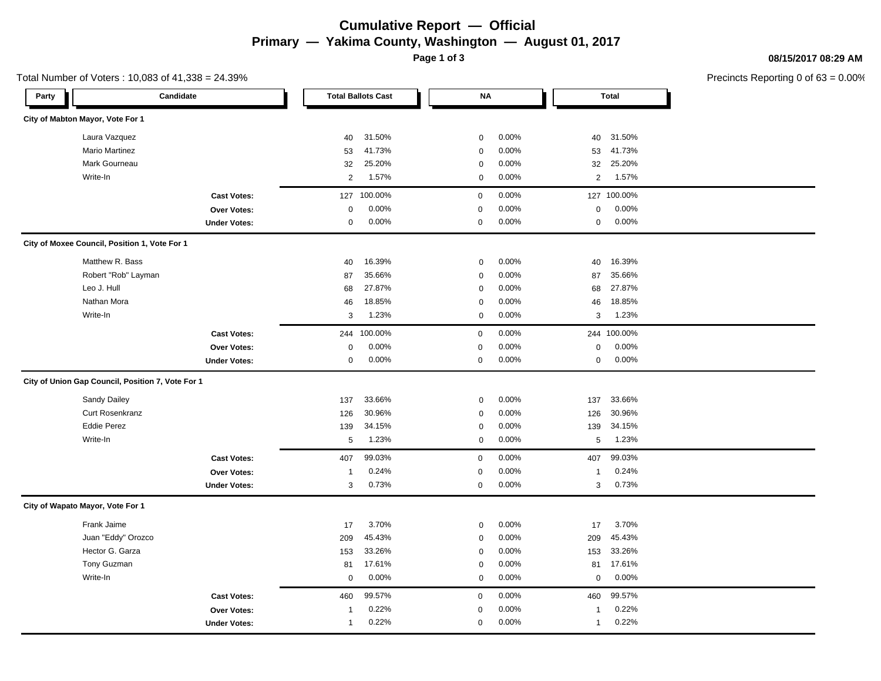# Cumulative Report — Official

## Primary — Yakima County, Washington — August 01, 2017

08/15/2017 08:29 AM

Total Number of Voters : 10,083 of 41,338 = 24.39%

Precincts Reporting 0 of 63 = 0.00%

| Party | Candidate | Total Ballots Cast | | NA | | Total | |
|---|---|---|---|---|---|---|---|
| **City of Mabton Mayor, Vote For 1** | | | | | | | |
| | Laura Vazquez | 40 | 31.50% | 0 | 0.00% | 40 | 31.50% |
| | Mario Martinez | 53 | 41.73% | 0 | 0.00% | 53 | 41.73% |
| | Mark Gourneau | 32 | 25.20% | 0 | 0.00% | 32 | 25.20% |
| | Write-In | 2 | 1.57% | 0 | 0.00% | 2 | 1.57% |
| | **Cast Votes:** | 127 | 100.00% | 0 | 0.00% | 127 | 100.00% |
| | **Over Votes:** | 0 | 0.00% | 0 | 0.00% | 0 | 0.00% |
| | **Under Votes:** | 0 | 0.00% | 0 | 0.00% | 0 | 0.00% |
| **City of Moxee Council, Position 1, Vote For 1** | | | | | | | |
| | Matthew R. Bass | 40 | 16.39% | 0 | 0.00% | 40 | 16.39% |
| | Robert "Rob" Layman | 87 | 35.66% | 0 | 0.00% | 87 | 35.66% |
| | Leo J. Hull | 68 | 27.87% | 0 | 0.00% | 68 | 27.87% |
| | Nathan Mora | 46 | 18.85% | 0 | 0.00% | 46 | 18.85% |
| | Write-In | 3 | 1.23% | 0 | 0.00% | 3 | 1.23% |
| | **Cast Votes:** | 244 | 100.00% | 0 | 0.00% | 244 | 100.00% |
| | **Over Votes:** | 0 | 0.00% | 0 | 0.00% | 0 | 0.00% |
| | **Under Votes:** | 0 | 0.00% | 0 | 0.00% | 0 | 0.00% |
| **City of Union Gap Council, Position 7, Vote For 1** | | | | | | | |
| | Sandy Dailey | 137 | 33.66% | 0 | 0.00% | 137 | 33.66% |
| | Curt Rosenkranz | 126 | 30.96% | 0 | 0.00% | 126 | 30.96% |
| | Eddie Perez | 139 | 34.15% | 0 | 0.00% | 139 | 34.15% |
| | Write-In | 5 | 1.23% | 0 | 0.00% | 5 | 1.23% |
| | **Cast Votes:** | 407 | 99.03% | 0 | 0.00% | 407 | 99.03% |
| | **Over Votes:** | 1 | 0.24% | 0 | 0.00% | 1 | 0.24% |
| | **Under Votes:** | 3 | 0.73% | 0 | 0.00% | 3 | 0.73% |
| **City of Wapato Mayor, Vote For 1** | | | | | | | |
| | Frank Jaime | 17 | 3.70% | 0 | 0.00% | 17 | 3.70% |
| | Juan "Eddy" Orozco | 209 | 45.43% | 0 | 0.00% | 209 | 45.43% |
| | Hector G. Garza | 153 | 33.26% | 0 | 0.00% | 153 | 33.26% |
| | Tony Guzman | 81 | 17.61% | 0 | 0.00% | 81 | 17.61% |
| | Write-In | 0 | 0.00% | 0 | 0.00% | 0 | 0.00% |
| | **Cast Votes:** | 460 | 99.57% | 0 | 0.00% | 460 | 99.57% |
| | **Over Votes:** | 1 | 0.22% | 0 | 0.00% | 1 | 0.22% |
| | **Under Votes:** | 1 | 0.22% | 0 | 0.00% | 1 | 0.22% |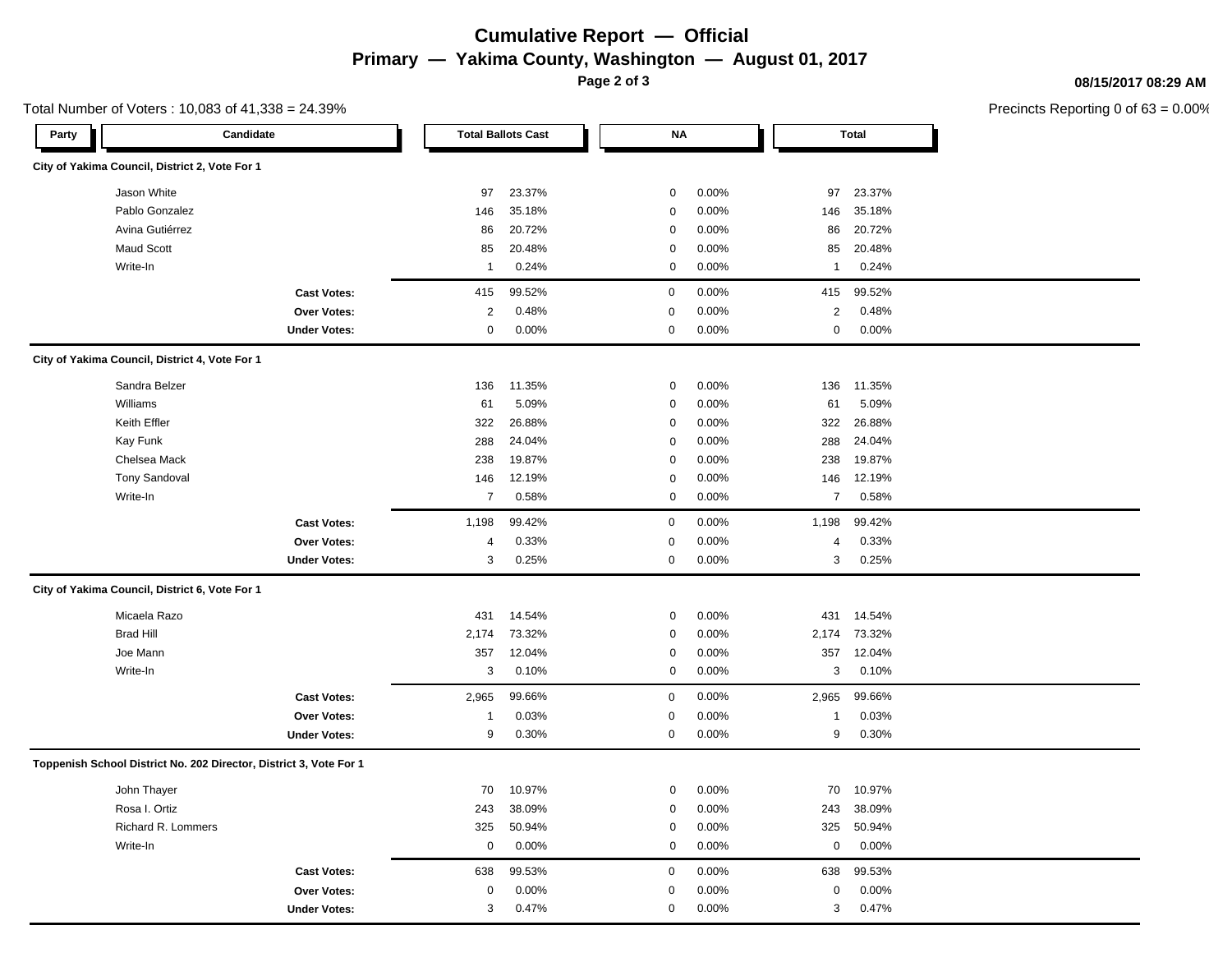# Cumulative Report — Official

## Primary — Yakima County, Washington — August 01, 2017

08/15/2017 08:29 AM

Total Number of Voters : 10,083 of 41,338 = 24.39%

Precincts Reporting 0 of 63 = 0.00%

| Party | Candidate | Total Ballots Cast | | NA | | Total | |
|---|---|---|---|---|---|---|---|
| **City of Yakima Council, District 2, Vote For 1** | | | | | | | |
| | Jason White | 97 | 23.37% | 0 | 0.00% | 97 | 23.37% |
| | Pablo Gonzalez | 146 | 35.18% | 0 | 0.00% | 146 | 35.18% |
| | Avina Gutiérrez | 86 | 20.72% | 0 | 0.00% | 86 | 20.72% |
| | Maud Scott | 85 | 20.48% | 0 | 0.00% | 85 | 20.48% |
| | Write-In | 1 | 0.24% | 0 | 0.00% | 1 | 0.24% |
| | **Cast Votes:** | 415 | 99.52% | 0 | 0.00% | 415 | 99.52% |
| | **Over Votes:** | 2 | 0.48% | 0 | 0.00% | 2 | 0.48% |
| | **Under Votes:** | 0 | 0.00% | 0 | 0.00% | 0 | 0.00% |
| **City of Yakima Council, District 4, Vote For 1** | | | | | | | |
| | Sandra Belzer | 136 | 11.35% | 0 | 0.00% | 136 | 11.35% |
| | Williams | 61 | 5.09% | 0 | 0.00% | 61 | 5.09% |
| | Keith Effler | 322 | 26.88% | 0 | 0.00% | 322 | 26.88% |
| | Kay Funk | 288 | 24.04% | 0 | 0.00% | 288 | 24.04% |
| | Chelsea Mack | 238 | 19.87% | 0 | 0.00% | 238 | 19.87% |
| | Tony Sandoval | 146 | 12.19% | 0 | 0.00% | 146 | 12.19% |
| | Write-In | 7 | 0.58% | 0 | 0.00% | 7 | 0.58% |
| | **Cast Votes:** | 1,198 | 99.42% | 0 | 0.00% | 1,198 | 99.42% |
| | **Over Votes:** | 4 | 0.33% | 0 | 0.00% | 4 | 0.33% |
| | **Under Votes:** | 3 | 0.25% | 0 | 0.00% | 3 | 0.25% |
| **City of Yakima Council, District 6, Vote For 1** | | | | | | | |
| | Micaela Razo | 431 | 14.54% | 0 | 0.00% | 431 | 14.54% |
| | Brad Hill | 2,174 | 73.32% | 0 | 0.00% | 2,174 | 73.32% |
| | Joe Mann | 357 | 12.04% | 0 | 0.00% | 357 | 12.04% |
| | Write-In | 3 | 0.10% | 0 | 0.00% | 3 | 0.10% |
| | **Cast Votes:** | 2,965 | 99.66% | 0 | 0.00% | 2,965 | 99.66% |
| | **Over Votes:** | 1 | 0.03% | 0 | 0.00% | 1 | 0.03% |
| | **Under Votes:** | 9 | 0.30% | 0 | 0.00% | 9 | 0.30% |
| **Toppenish School District No. 202 Director, District 3, Vote For 1** | | | | | | | |
| | John Thayer | 70 | 10.97% | 0 | 0.00% | 70 | 10.97% |
| | Rosa I. Ortiz | 243 | 38.09% | 0 | 0.00% | 243 | 38.09% |
| | Richard R. Lommers | 325 | 50.94% | 0 | 0.00% | 325 | 50.94% |
| | Write-In | 0 | 0.00% | 0 | 0.00% | 0 | 0.00% |
| | **Cast Votes:** | 638 | 99.53% | 0 | 0.00% | 638 | 99.53% |
| | **Over Votes:** | 0 | 0.00% | 0 | 0.00% | 0 | 0.00% |
| | **Under Votes:** | 3 | 0.47% | 0 | 0.00% | 3 | 0.47% |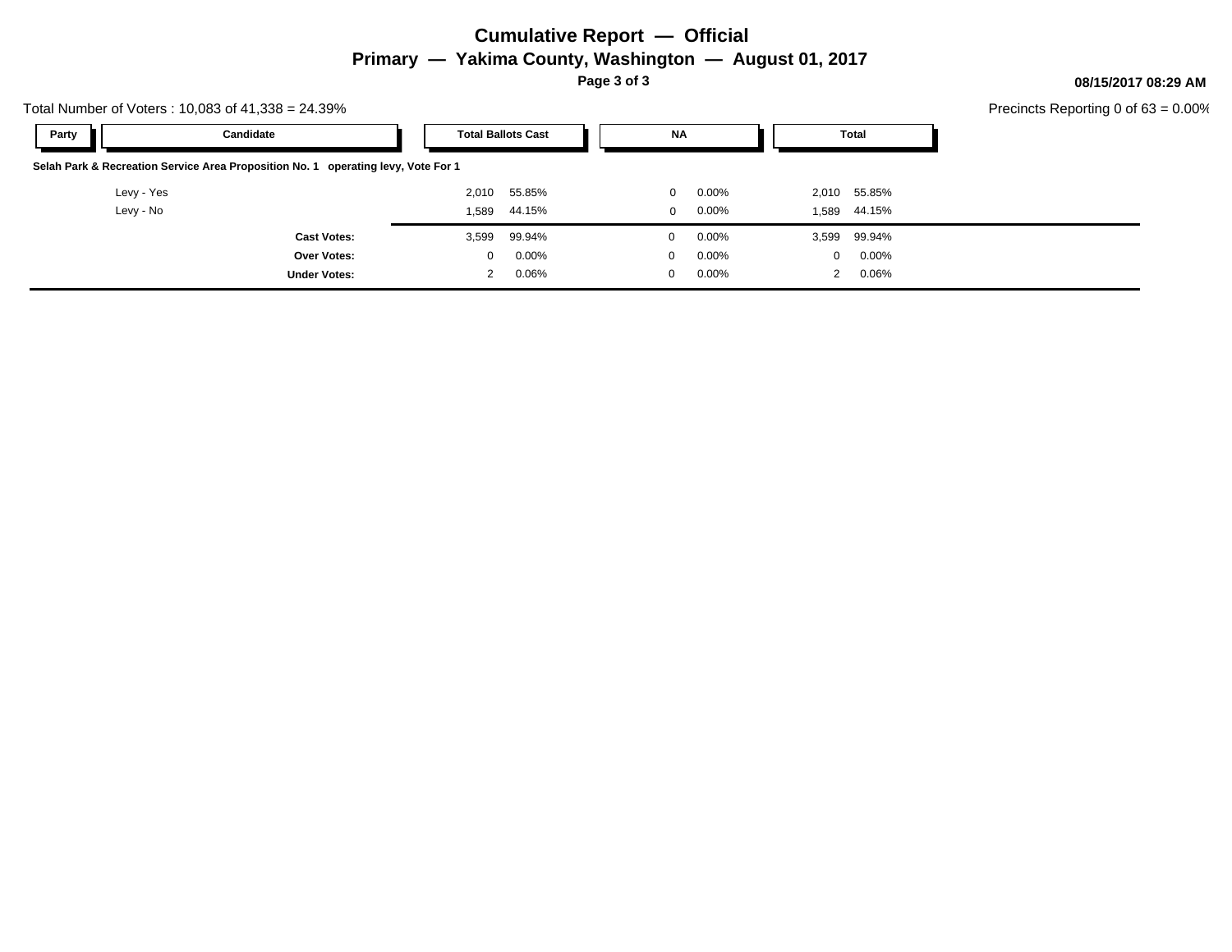# Cumulative Report — Official

## Primary — Yakima County, Washington — August 01, 2017

08/15/2017 08:29 AM

Total Number of Voters : 10,083 of 41,338 = 24.39%

Precincts Reporting 0 of 63 = 0.00%

| Party | Candidate | Total Ballots Cast | | NA | | Total | |
|---|---|---|---|---|---|---|---|
| **Selah Park & Recreation Service Area Proposition No. 1 operating levy, Vote For 1** | | | | | | | |
| | Levy - Yes | 2,010 | 55.85% | 0 | 0.00% | 2,010 | 55.85% |
| | Levy - No | 1,589 | 44.15% | 0 | 0.00% | 1,589 | 44.15% |
| | **Cast Votes:** | 3,599 | 99.94% | 0 | 0.00% | 3,599 | 99.94% |
| | **Over Votes:** | 0 | 0.00% | 0 | 0.00% | 0 | 0.00% |
| | **Under Votes:** | 2 | 0.06% | 0 | 0.00% | 2 | 0.06% |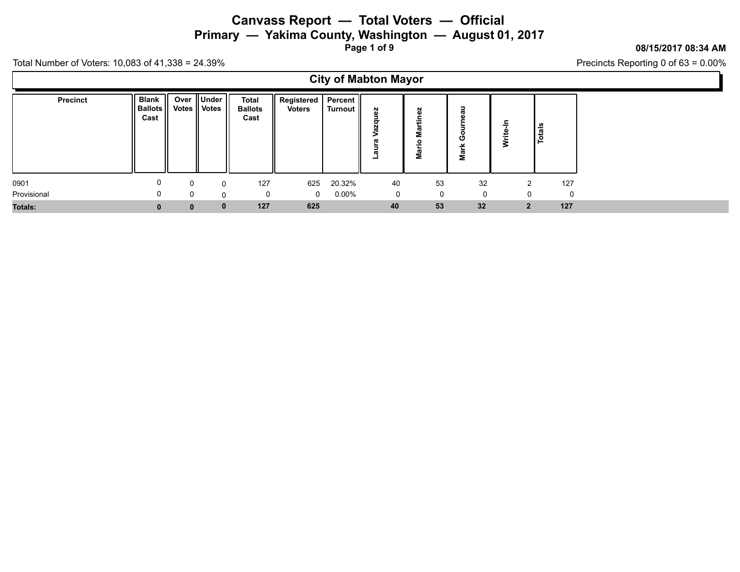# Canvass Report — Total Voters — Official

## Primary — Yakima County, Washington — August 01, 2017

08/15/2017 08:34 AM

Total Number of Voters: 10,083 of 41,338 = 24.39%

Precincts Reporting 0 of 63 = 0.00%

### City of Mabton Mayor

| Precinct | Blank Ballots Cast | Over Votes | Under Votes | Total Ballots Cast | Registered Voters | Percent Turnout | Laura Vazquez | Mario Martinez | Mark Gourneau | Write-In | Totals |
|---|---|---|---|---|---|---|---|---|---|---|---|
| 0901 | 0 | 0 | 0 | 127 | 625 | 20.32% | 40 | 53 | 32 | 2 | 127 |
| Provisional | 0 | 0 | 0 | 0 | 0 | 0.00% | 0 | 0 | 0 | 0 | 0 |
| **Totals:** | **0** | **0** | **0** | **127** | **625** | | **40** | **53** | **32** | **2** | **127** |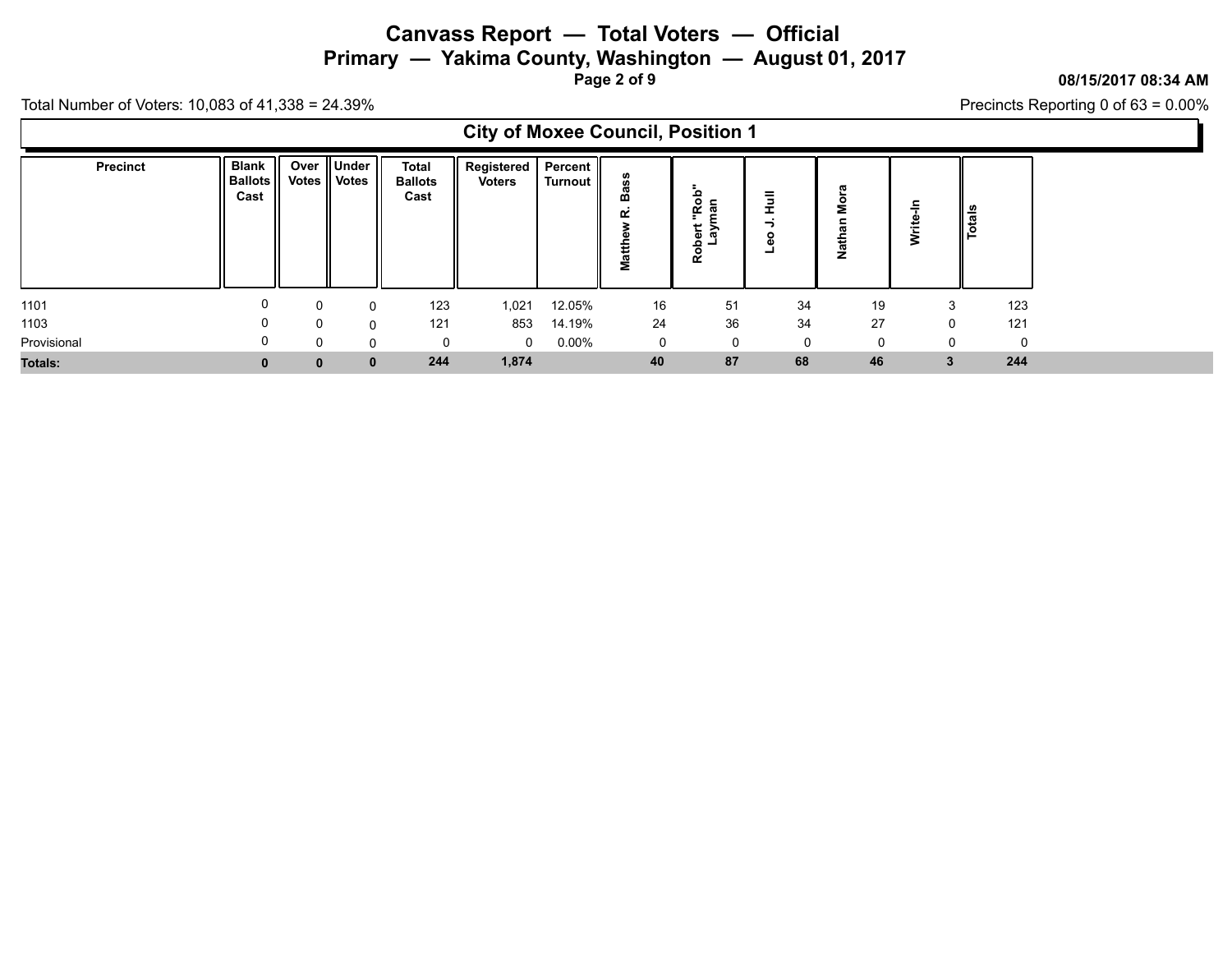# Canvass Report — Total Voters — Official

## Primary — Yakima County, Washington — August 01, 2017

08/15/2017 08:34 AM

Total Number of Voters: 10,083 of 41,338 = 24.39%

Precincts Reporting 0 of 63 = 0.00%

### City of Moxee Council, Position 1

| Precinct | Blank Ballots Cast | Over Votes | Under Votes | Total Ballots Cast | Registered Voters | Percent Turnout | Matthew R. Bass | Robert "Rob" Layman | Leo J. Hull | Nathan Mora | Write-In | Totals |
|---|---|---|---|---|---|---|---|---|---|---|---|---|
| 1101 | 0 | 0 | 0 | 123 | 1,021 | 12.05% | 16 | 51 | 34 | 19 | 3 | 123 |
| 1103 | 0 | 0 | 0 | 121 | 853 | 14.19% | 24 | 36 | 34 | 27 | 0 | 121 |
| Provisional | 0 | 0 | 0 | 0 | 0 | 0.00% | 0 | 0 | 0 | 0 | 0 | 0 |
| **Totals:** | **0** | **0** | **0** | **244** | **1,874** | | **40** | **87** | **68** | **46** | **3** | **244** |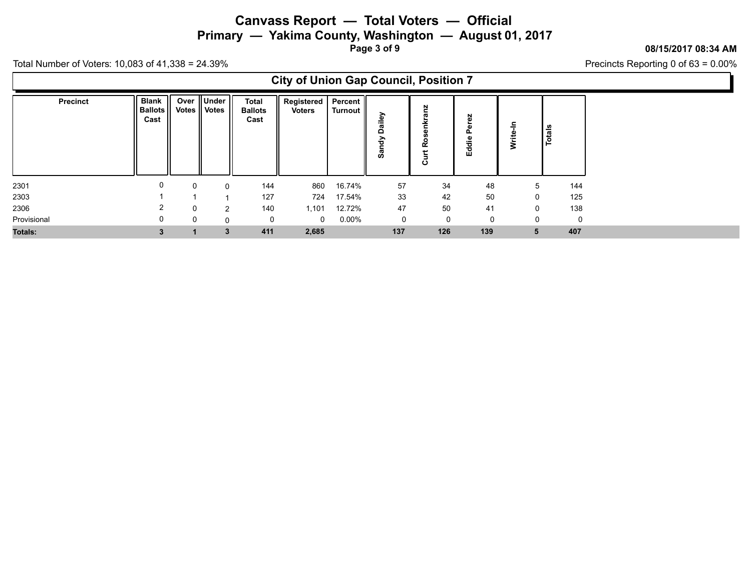# Canvass Report — Total Voters — Official

## Primary — Yakima County, Washington — August 01, 2017

08/15/2017 08:34 AM

Total Number of Voters: 10,083 of 41,338 = 24.39%

Precincts Reporting 0 of 63 = 0.00%

### City of Union Gap Council, Position 7

| Precinct | Blank Ballots Cast | Over Votes | Under Votes | Total Ballots Cast | Registered Voters | Percent Turnout | Sandy Dailey | Curt Rosenkranz | Eddie Perez | Write-In | Totals |
|---|---|---|---|---|---|---|---|---|---|---|---|
| 2301 | 0 | 0 | 0 | 144 | 860 | 16.74% | 57 | 34 | 48 | 5 | 144 |
| 2303 | 1 | 1 | 1 | 127 | 724 | 17.54% | 33 | 42 | 50 | 0 | 125 |
| 2306 | 2 | 0 | 2 | 140 | 1,101 | 12.72% | 47 | 50 | 41 | 0 | 138 |
| Provisional | 0 | 0 | 0 | 0 | 0 | 0.00% | 0 | 0 | 0 | 0 | 0 |
| **Totals:** | **3** | **1** | **3** | **411** | **2,685** | | **137** | **126** | **139** | **5** | **407** |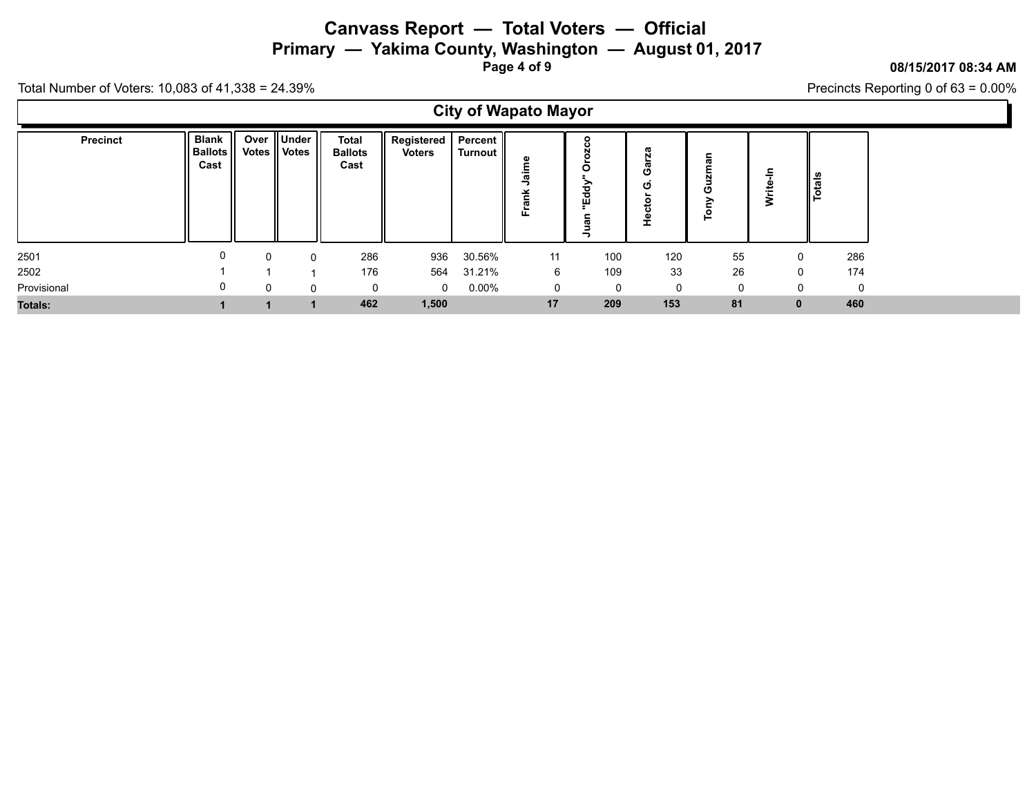# Canvass Report — Total Voters — Official

## Primary — Yakima County, Washington — August 01, 2017

08/15/2017 08:34 AM

Total Number of Voters: 10,083 of 41,338 = 24.39%

Precincts Reporting 0 of 63 = 0.00%

### City of Wapato Mayor

| Precinct | Blank Ballots Cast | Over Votes | Under Votes | Total Ballots Cast | Registered Voters | Percent Turnout | Frank Jaime | Juan "Eddy" Orozco | Hector G. Garza | Tony Guzman | Write-In | Totals |
|---|---|---|---|---|---|---|---|---|---|---|---|---|
| 2501 | 0 | 0 | 0 | 286 | 936 | 30.56% | 11 | 100 | 120 | 55 | 0 | 286 |
| 2502 | 1 | 1 | 1 | 176 | 564 | 31.21% | 6 | 109 | 33 | 26 | 0 | 174 |
| Provisional | 0 | 0 | 0 | 0 | 0 | 0.00% | 0 | 0 | 0 | 0 | 0 | 0 |
| **Totals:** | **1** | **1** | **1** | **462** | **1,500** | | **17** | **209** | **153** | **81** | **0** | **460** |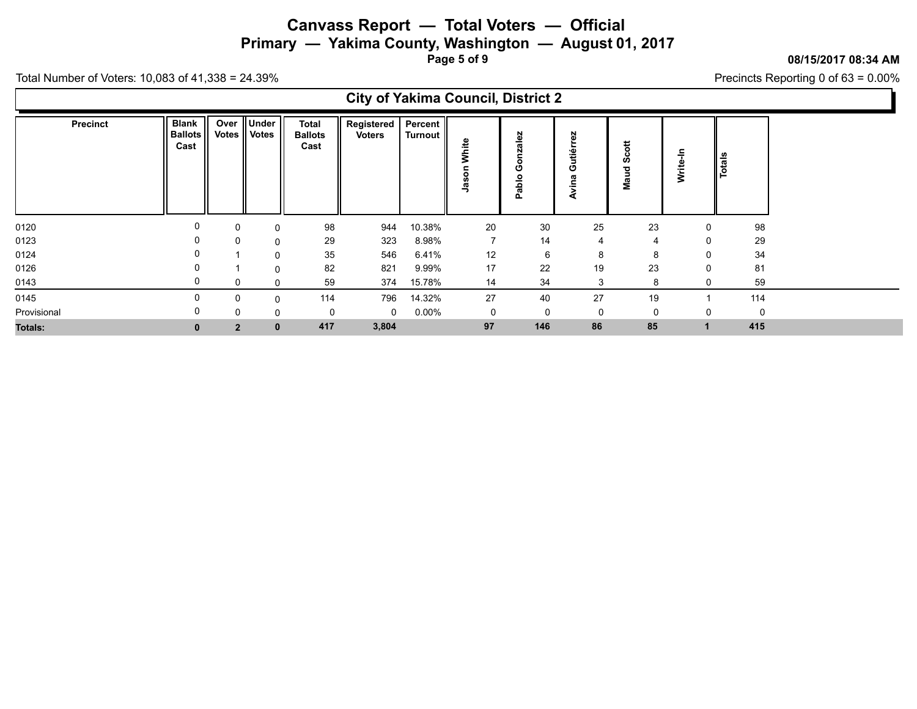# Canvass Report — Total Voters — Official

## Primary — Yakima County, Washington — August 01, 2017

08/15/2017 08:34 AM

Total Number of Voters: 10,083 of 41,338 = 24.39%

Precincts Reporting 0 of 63 = 0.00%

### City of Yakima Council, District 2

| Precinct | Blank Ballots Cast | Over Votes | Under Votes | Total Ballots Cast | Registered Voters | Percent Turnout | Jason White | Pablo Gonzalez | Avina Gutiérrez | Maud Scott | Write-In | Totals |
|---|---|---|---|---|---|---|---|---|---|---|---|---|
| 0120 | 0 | 0 | 0 | 98 | 944 | 10.38% | 20 | 30 | 25 | 23 | 0 | 98 |
| 0123 | 0 | 0 | 0 | 29 | 323 | 8.98% | 7 | 14 | 4 | 4 | 0 | 29 |
| 0124 | 0 | 1 | 0 | 35 | 546 | 6.41% | 12 | 6 | 8 | 8 | 0 | 34 |
| 0126 | 0 | 1 | 0 | 82 | 821 | 9.99% | 17 | 22 | 19 | 23 | 0 | 81 |
| 0143 | 0 | 0 | 0 | 59 | 374 | 15.78% | 14 | 34 | 3 | 8 | 0 | 59 |
| 0145 | 0 | 0 | 0 | 114 | 796 | 14.32% | 27 | 40 | 27 | 19 | 1 | 114 |
| Provisional | 0 | 0 | 0 | 0 | 0 | 0.00% | 0 | 0 | 0 | 0 | 0 | 0 |
| **Totals:** | **0** | **2** | **0** | **417** | **3,804** | | **97** | **146** | **86** | **85** | **1** | **415** |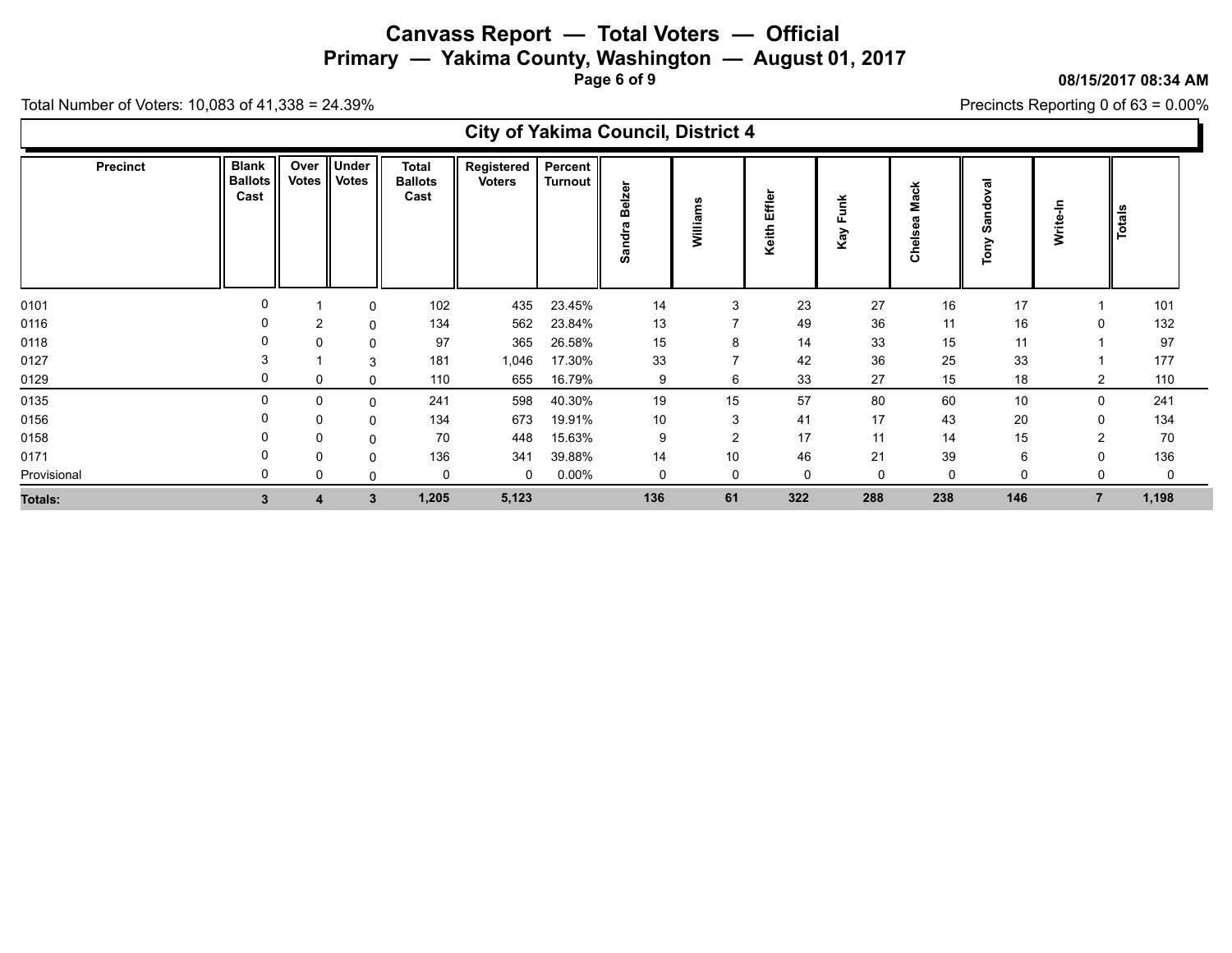# Canvass Report — Total Voters — Official

## Primary — Yakima County, Washington — August 01, 2017

08/15/2017 08:34 AM

Total Number of Voters: 10,083 of 41,338 = 24.39%

Precincts Reporting 0 of 63 = 0.00%

### City of Yakima Council, District 4

| Precinct | Blank Ballots Cast | Over Votes | Under Votes | Total Ballots Cast | Registered Voters | Percent Turnout | Sandra Belzer | Williams | Keith Effler | Kay Funk | Chelsea Mack | Tony Sandoval | Write-In | Totals |
|---|---|---|---|---|---|---|---|---|---|---|---|---|---|---|
| 0101 | 0 | 1 | 0 | 102 | 435 | 23.45% | 14 | 3 | 23 | 27 | 16 | 17 | 1 | 101 |
| 0116 | 0 | 2 | 0 | 134 | 562 | 23.84% | 13 | 7 | 49 | 36 | 11 | 16 | 0 | 132 |
| 0118 | 0 | 0 | 0 | 97 | 365 | 26.58% | 15 | 8 | 14 | 33 | 15 | 11 | 1 | 97 |
| 0127 | 3 | 1 | 3 | 181 | 1,046 | 17.30% | 33 | 7 | 42 | 36 | 25 | 33 | 1 | 177 |
| 0129 | 0 | 0 | 0 | 110 | 655 | 16.79% | 9 | 6 | 33 | 27 | 15 | 18 | 2 | 110 |
| 0135 | 0 | 0 | 0 | 241 | 598 | 40.30% | 19 | 15 | 57 | 80 | 60 | 10 | 0 | 241 |
| 0156 | 0 | 0 | 0 | 134 | 673 | 19.91% | 10 | 3 | 41 | 17 | 43 | 20 | 0 | 134 |
| 0158 | 0 | 0 | 0 | 70 | 448 | 15.63% | 9 | 2 | 17 | 11 | 14 | 15 | 2 | 70 |
| 0171 | 0 | 0 | 0 | 136 | 341 | 39.88% | 14 | 10 | 46 | 21 | 39 | 6 | 0 | 136 |
| Provisional | 0 | 0 | 0 | 0 | 0 | 0.00% | 0 | 0 | 0 | 0 | 0 | 0 | 0 | 0 |
| **Totals:** | **3** | **4** | **3** | **1,205** | **5,123** | | **136** | **61** | **322** | **288** | **238** | **146** | **7** | **1,198** |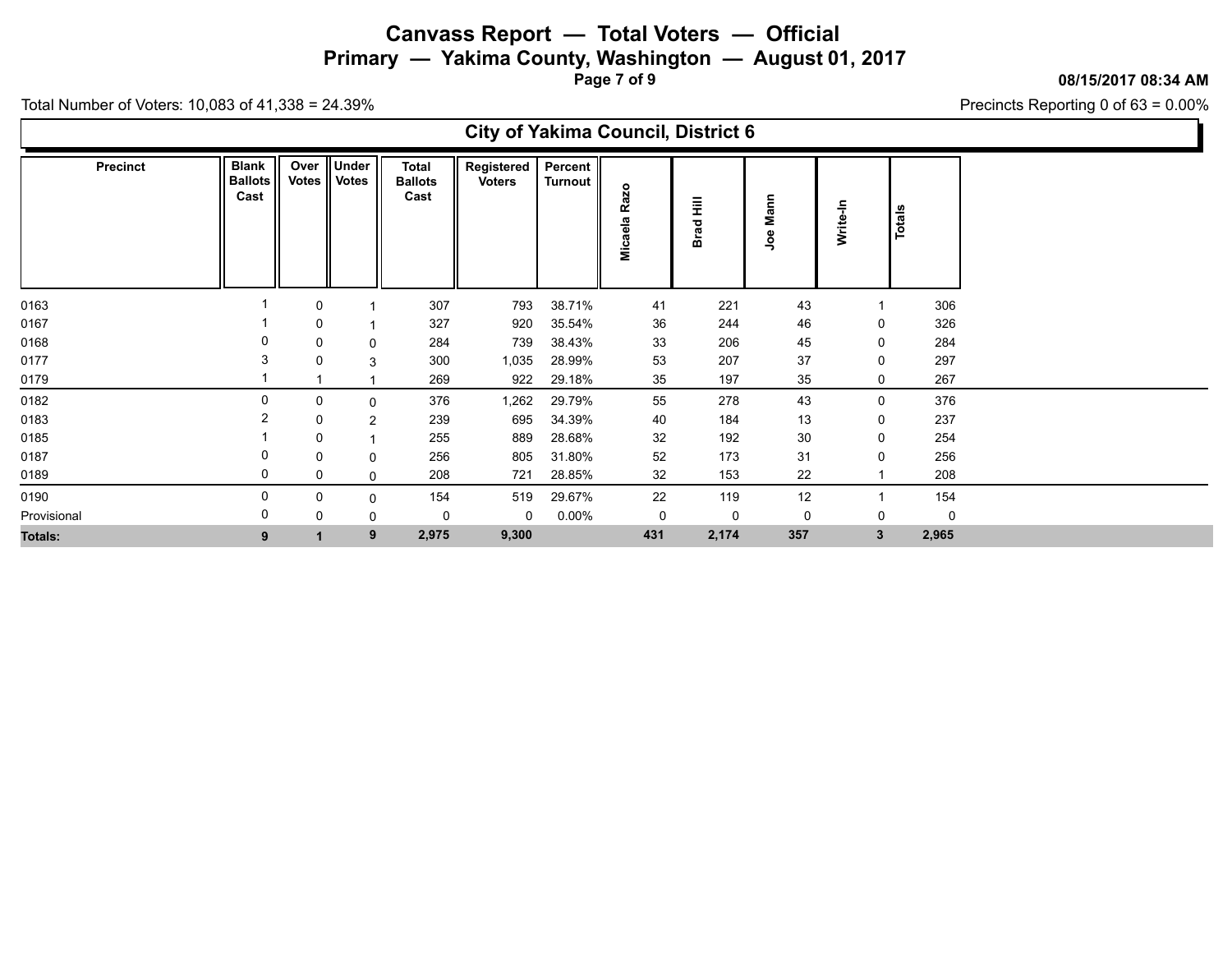# Canvass Report — Total Voters — Official

## Primary — Yakima County, Washington — August 01, 2017

08/15/2017 08:34 AM

Total Number of Voters: 10,083 of 41,338 = 24.39%

Precincts Reporting 0 of 63 = 0.00%

### City of Yakima Council, District 6

| Precinct | Blank Ballots Cast | Over Votes | Under Votes | Total Ballots Cast | Registered Voters | Percent Turnout | Micaela Razo | Brad Hill | Joe Mann | Write-In | Totals |
|---|---|---|---|---|---|---|---|---|---|---|---|
| 0163 | 1 | 0 | 1 | 307 | 793 | 38.71% | 41 | 221 | 43 | 1 | 306 |
| 0167 | 1 | 0 | 1 | 327 | 920 | 35.54% | 36 | 244 | 46 | 0 | 326 |
| 0168 | 0 | 0 | 0 | 284 | 739 | 38.43% | 33 | 206 | 45 | 0 | 284 |
| 0177 | 3 | 0 | 3 | 300 | 1,035 | 28.99% | 53 | 207 | 37 | 0 | 297 |
| 0179 | 1 | 1 | 1 | 269 | 922 | 29.18% | 35 | 197 | 35 | 0 | 267 |
| 0182 | 0 | 0 | 0 | 376 | 1,262 | 29.79% | 55 | 278 | 43 | 0 | 376 |
| 0183 | 2 | 0 | 2 | 239 | 695 | 34.39% | 40 | 184 | 13 | 0 | 237 |
| 0185 | 1 | 0 | 1 | 255 | 889 | 28.68% | 32 | 192 | 30 | 0 | 254 |
| 0187 | 0 | 0 | 0 | 256 | 805 | 31.80% | 52 | 173 | 31 | 0 | 256 |
| 0189 | 0 | 0 | 0 | 208 | 721 | 28.85% | 32 | 153 | 22 | 1 | 208 |
| 0190 | 0 | 0 | 0 | 154 | 519 | 29.67% | 22 | 119 | 12 | 1 | 154 |
| Provisional | 0 | 0 | 0 | 0 | 0 | 0.00% | 0 | 0 | 0 | 0 | 0 |
| **Totals:** | **9** | **1** | **9** | **2,975** | **9,300** | | **431** | **2,174** | **357** | **3** | **2,965** |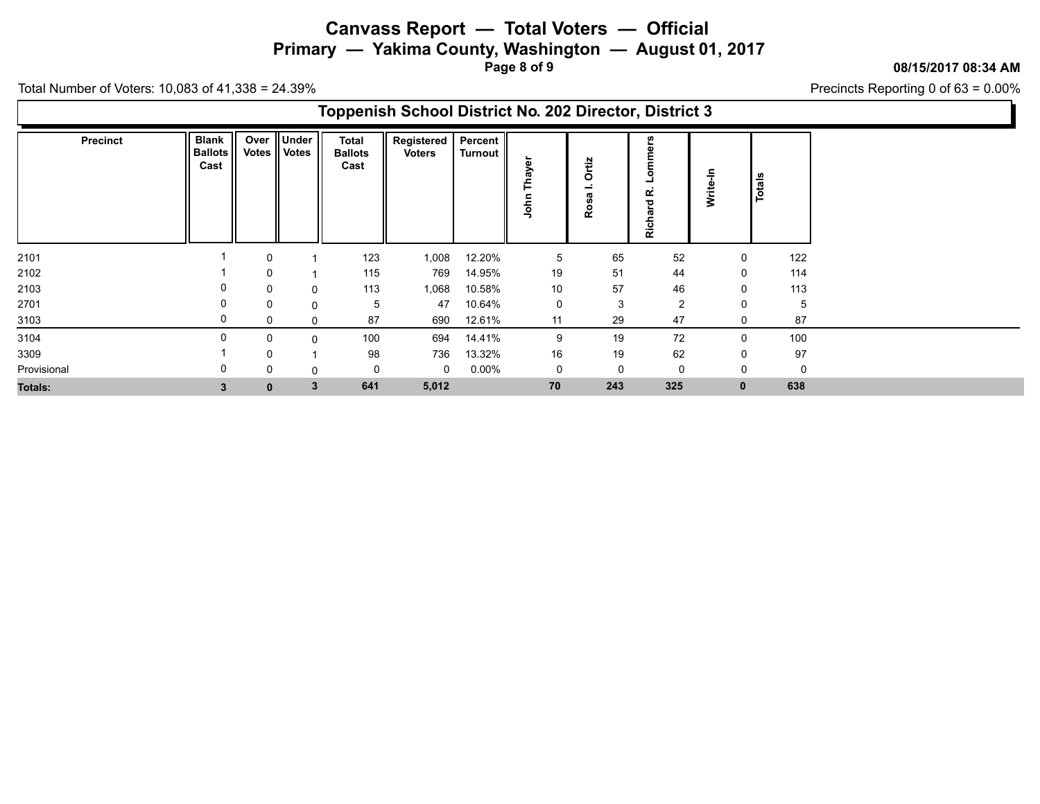# Canvass Report — Total Voters — Official

## Primary — Yakima County, Washington — August 01, 2017

08/15/2017 08:34 AM

Total Number of Voters: 10,083 of 41,338 = 24.39%

Precincts Reporting 0 of 63 = 0.00%

### Toppenish School District No. 202 Director, District 3

| Precinct | Blank Ballots Cast | Over Votes | Under Votes | Total Ballots Cast | Registered Voters | Percent Turnout | John Thayer | Rosa I. Ortiz | Richard R. Lommers | Write-In | Totals |
|---|---|---|---|---|---|---|---|---|---|---|---|
| 2101 | 1 | 0 | 1 | 123 | 1,008 | 12.20% | 5 | 65 | 52 | 0 | 122 |
| 2102 | 1 | 0 | 1 | 115 | 769 | 14.95% | 19 | 51 | 44 | 0 | 114 |
| 2103 | 0 | 0 | 0 | 113 | 1,068 | 10.58% | 10 | 57 | 46 | 0 | 113 |
| 2701 | 0 | 0 | 0 | 5 | 47 | 10.64% | 0 | 3 | 2 | 0 | 5 |
| 3103 | 0 | 0 | 0 | 87 | 690 | 12.61% | 11 | 29 | 47 | 0 | 87 |
| 3104 | 0 | 0 | 0 | 100 | 694 | 14.41% | 9 | 19 | 72 | 0 | 100 |
| 3309 | 1 | 0 | 1 | 98 | 736 | 13.32% | 16 | 19 | 62 | 0 | 97 |
| Provisional | 0 | 0 | 0 | 0 | 0 | 0.00% | 0 | 0 | 0 | 0 | 0 |
| **Totals:** | **3** | **0** | **3** | **641** | **5,012** | | **70** | **243** | **325** | **0** | **638** |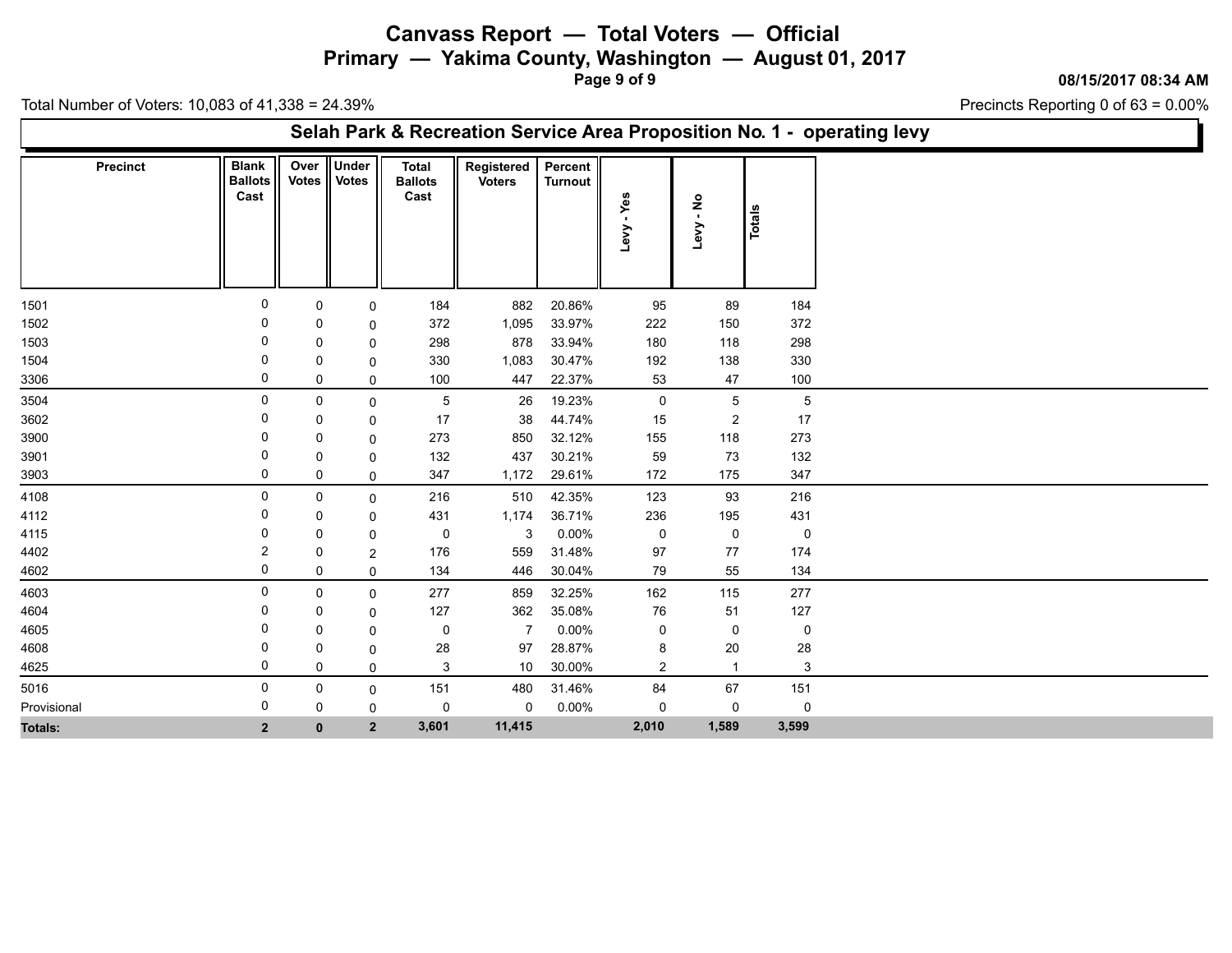# Canvass Report — Total Voters — Official

## Primary — Yakima County, Washington — August 01, 2017

08/15/2017 08:34 AM

Total Number of Voters: 10,083 of 41,338 = 24.39%

Precincts Reporting 0 of 63 = 0.00%

### Selah Park & Recreation Service Area Proposition No. 1 - operating levy

| Precinct | Blank Ballots Cast | Over Votes | Under Votes | Total Ballots Cast | Registered Voters | Percent Turnout | Levy - Yes | Levy - No | Totals |
|---|---|---|---|---|---|---|---|---|---|
| 1501 | 0 | 0 | 0 | 184 | 882 | 20.86% | 95 | 89 | 184 |
| 1502 | 0 | 0 | 0 | 372 | 1,095 | 33.97% | 222 | 150 | 372 |
| 1503 | 0 | 0 | 0 | 298 | 878 | 33.94% | 180 | 118 | 298 |
| 1504 | 0 | 0 | 0 | 330 | 1,083 | 30.47% | 192 | 138 | 330 |
| 3306 | 0 | 0 | 0 | 100 | 447 | 22.37% | 53 | 47 | 100 |
| 3504 | 0 | 0 | 0 | 5 | 26 | 19.23% | 0 | 5 | 5 |
| 3602 | 0 | 0 | 0 | 17 | 38 | 44.74% | 15 | 2 | 17 |
| 3900 | 0 | 0 | 0 | 273 | 850 | 32.12% | 155 | 118 | 273 |
| 3901 | 0 | 0 | 0 | 132 | 437 | 30.21% | 59 | 73 | 132 |
| 3903 | 0 | 0 | 0 | 347 | 1,172 | 29.61% | 172 | 175 | 347 |
| 4108 | 0 | 0 | 0 | 216 | 510 | 42.35% | 123 | 93 | 216 |
| 4112 | 0 | 0 | 0 | 431 | 1,174 | 36.71% | 236 | 195 | 431 |
| 4115 | 0 | 0 | 0 | 0 | 3 | 0.00% | 0 | 0 | 0 |
| 4402 | 2 | 0 | 2 | 176 | 559 | 31.48% | 97 | 77 | 174 |
| 4602 | 0 | 0 | 0 | 134 | 446 | 30.04% | 79 | 55 | 134 |
| 4603 | 0 | 0 | 0 | 277 | 859 | 32.25% | 162 | 115 | 277 |
| 4604 | 0 | 0 | 0 | 127 | 362 | 35.08% | 76 | 51 | 127 |
| 4605 | 0 | 0 | 0 | 0 | 7 | 0.00% | 0 | 0 | 0 |
| 4608 | 0 | 0 | 0 | 28 | 97 | 28.87% | 8 | 20 | 28 |
| 4625 | 0 | 0 | 0 | 3 | 10 | 30.00% | 2 | 1 | 3 |
| 5016 | 0 | 0 | 0 | 151 | 480 | 31.46% | 84 | 67 | 151 |
| Provisional | 0 | 0 | 0 | 0 | 0 | 0.00% | 0 | 0 | 0 |
| **Totals:** | **2** | **0** | **2** | **3,601** | **11,415** | | **2,010** | **1,589** | **3,599** |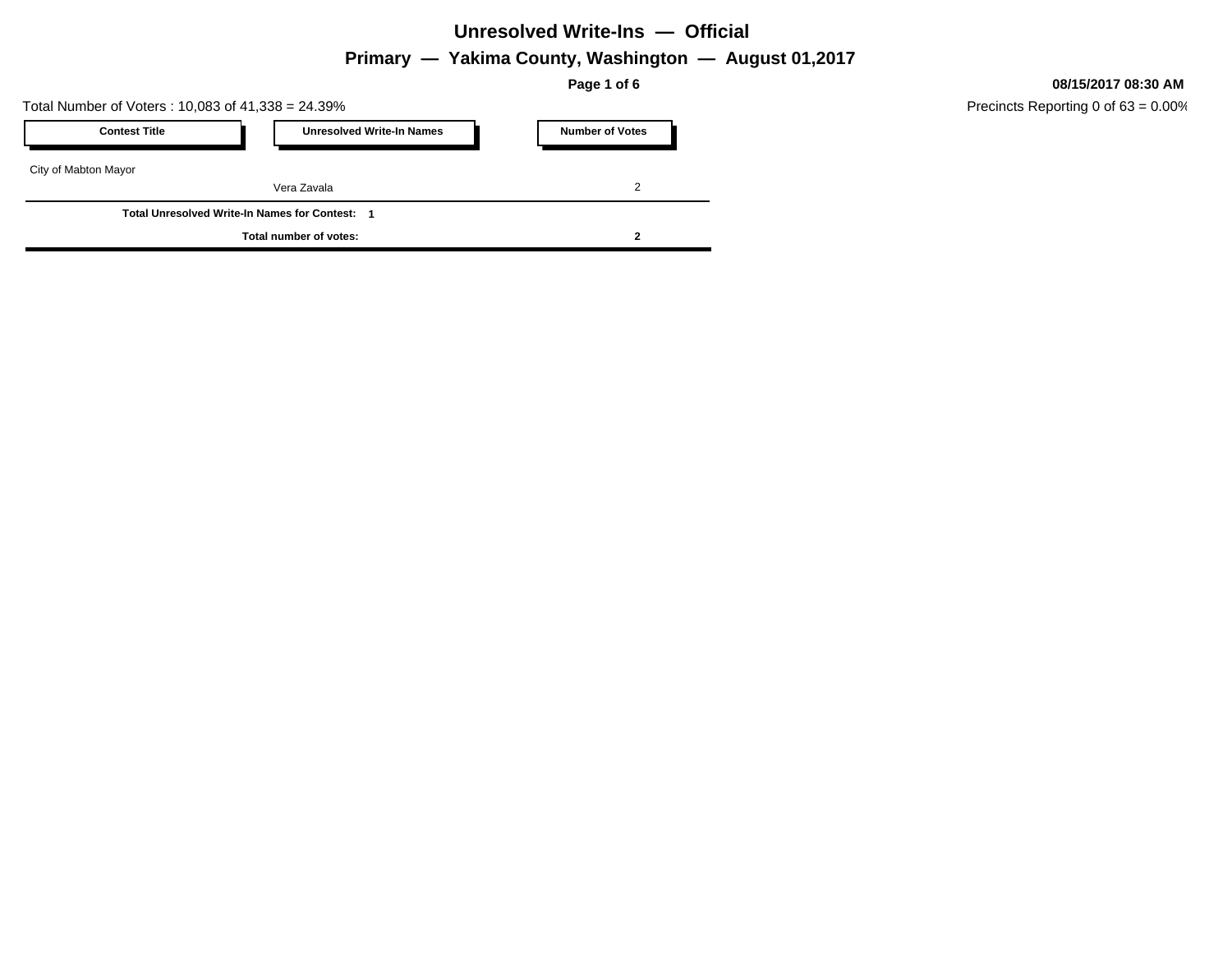# Unresolved Write-Ins — Official

## Primary — Yakima County, Washington — August 01,2017

**08/15/2017 08:30 AM**

Total Number of Voters : 10,083 of 41,338 = 24.39%

Precincts Reporting 0 of 63 = 0.00%

| Contest Title | Unresolved Write-In Names | Number of Votes |
|---|---|---|
| City of Mabton Mayor | | |
| | Vera Zavala | 2 |
| **Total Unresolved Write-In Names for Contest: 1** | | |
| **Total number of votes:** | | **2** |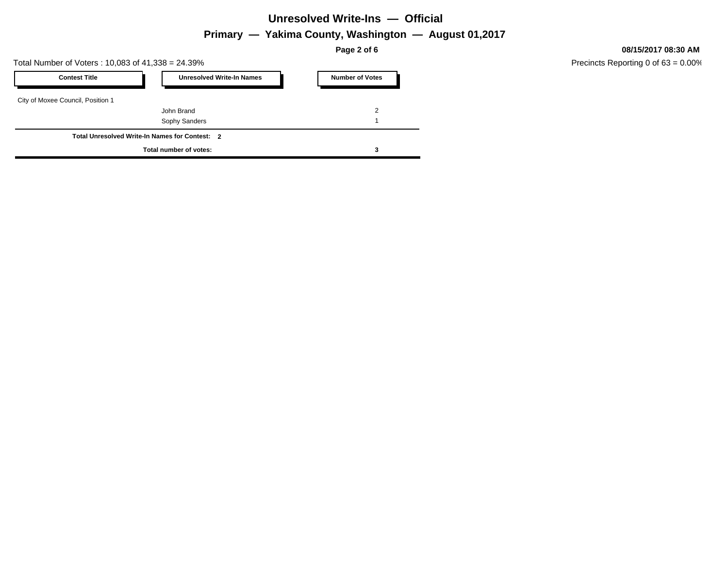# Unresolved Write-Ins — Official

## Primary — Yakima County, Washington — August 01,2017

08/15/2017 08:30 AM

Total Number of Voters : 10,083 of 41,338 = 24.39%

Precincts Reporting 0 of 63 = 0.00%

| Contest Title | Unresolved Write-In Names | Number of Votes |
|---|---|---|
| City of Moxee Council, Position 1 | | |
| | John Brand | 2 |
| | Sophy Sanders | 1 |
| **Total Unresolved Write-In Names for Contest: 2** | | |
| | **Total number of votes:** | **3** |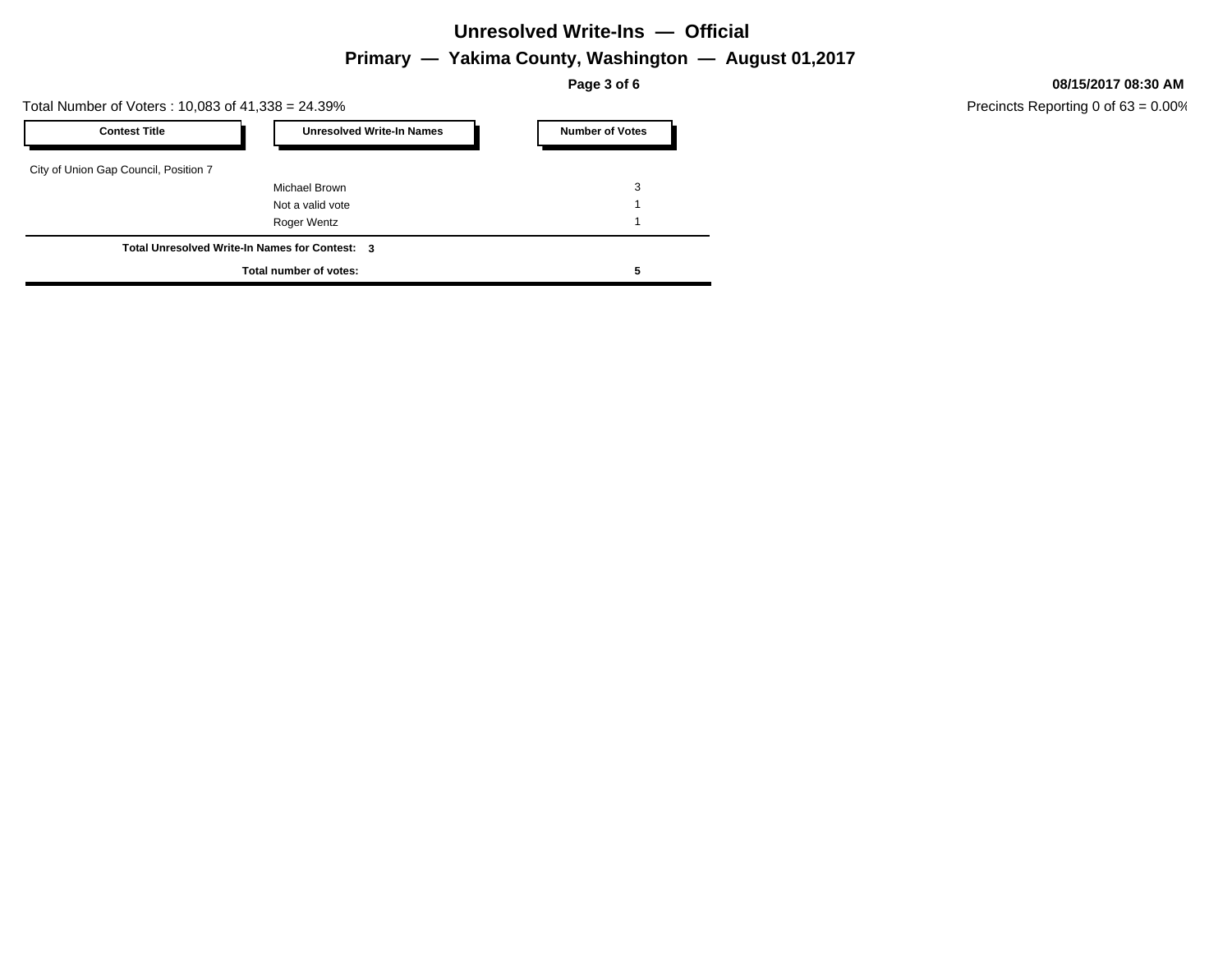# Unresolved Write-Ins — Official

## Primary — Yakima County, Washington — August 01,2017

**08/15/2017 08:30 AM**

Total Number of Voters : 10,083 of 41,338 = 24.39%

Precincts Reporting 0 of 63 = 0.00%

| Contest Title | Unresolved Write-In Names | Number of Votes |
|---|---|---|
| City of Union Gap Council, Position 7 | | |
| | Michael Brown | 3 |
| | Not a valid vote | 1 |
| | Roger Wentz | 1 |
| **Total Unresolved Write-In Names for Contest: 3** | | |
| | **Total number of votes:** | **5** |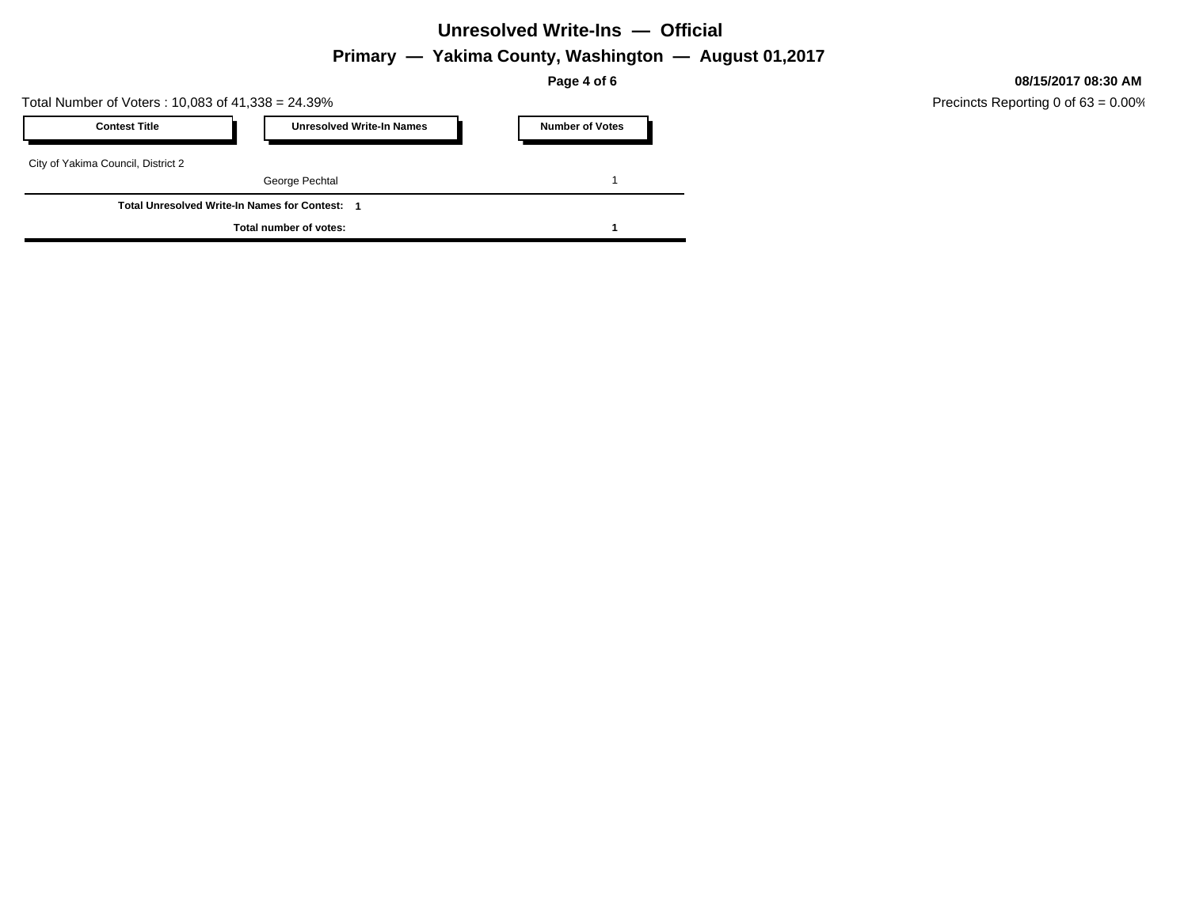# Unresolved Write-Ins — Official

## Primary — Yakima County, Washington — August 01,2017

**08/15/2017 08:30 AM**

Total Number of Voters : 10,083 of 41,338 = 24.39%

Precincts Reporting 0 of 63 = 0.00%

| Contest Title | Unresolved Write-In Names | Number of Votes |
|---|---|---|
| City of Yakima Council, District 2 | | |
| | George Pechtal | 1 |
| **Total Unresolved Write-In Names for Contest: 1** | | |
| | **Total number of votes:** | **1** |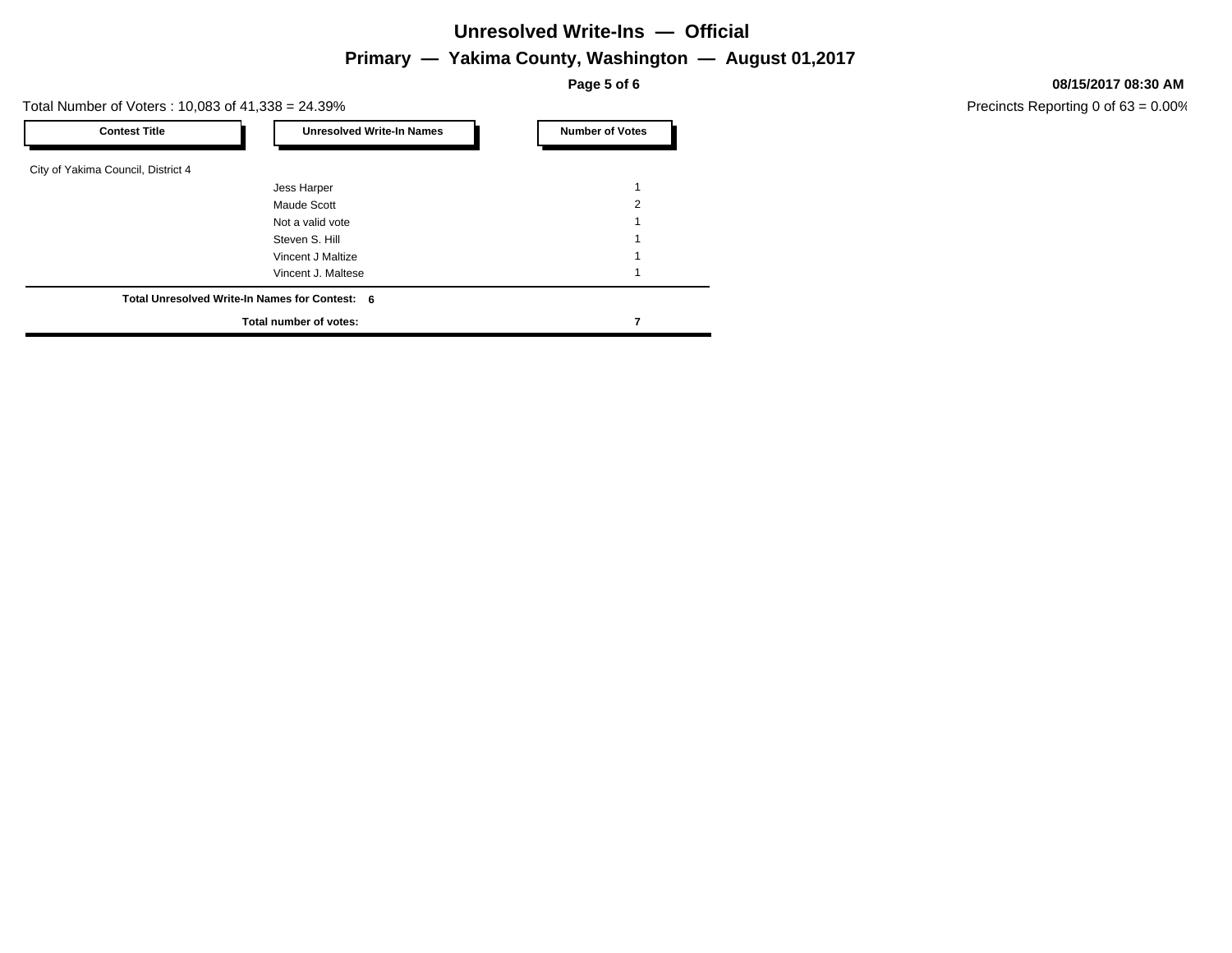# Unresolved Write-Ins — Official

## Primary — Yakima County, Washington — August 01,2017

**08/15/2017 08:30 AM**

Total Number of Voters : 10,083 of 41,338 = 24.39%

Precincts Reporting 0 of 63 = 0.00%

| Contest Title | Unresolved Write-In Names | Number of Votes |
|---|---|---|
| City of Yakima Council, District 4 | | |
| | Jess Harper | 1 |
| | Maude Scott | 2 |
| | Not a valid vote | 1 |
| | Steven S. Hill | 1 |
| | Vincent J Maltize | 1 |
| | Vincent J. Maltese | 1 |
| **Total Unresolved Write-In Names for Contest: 6** | | |
| | **Total number of votes:** | **7** |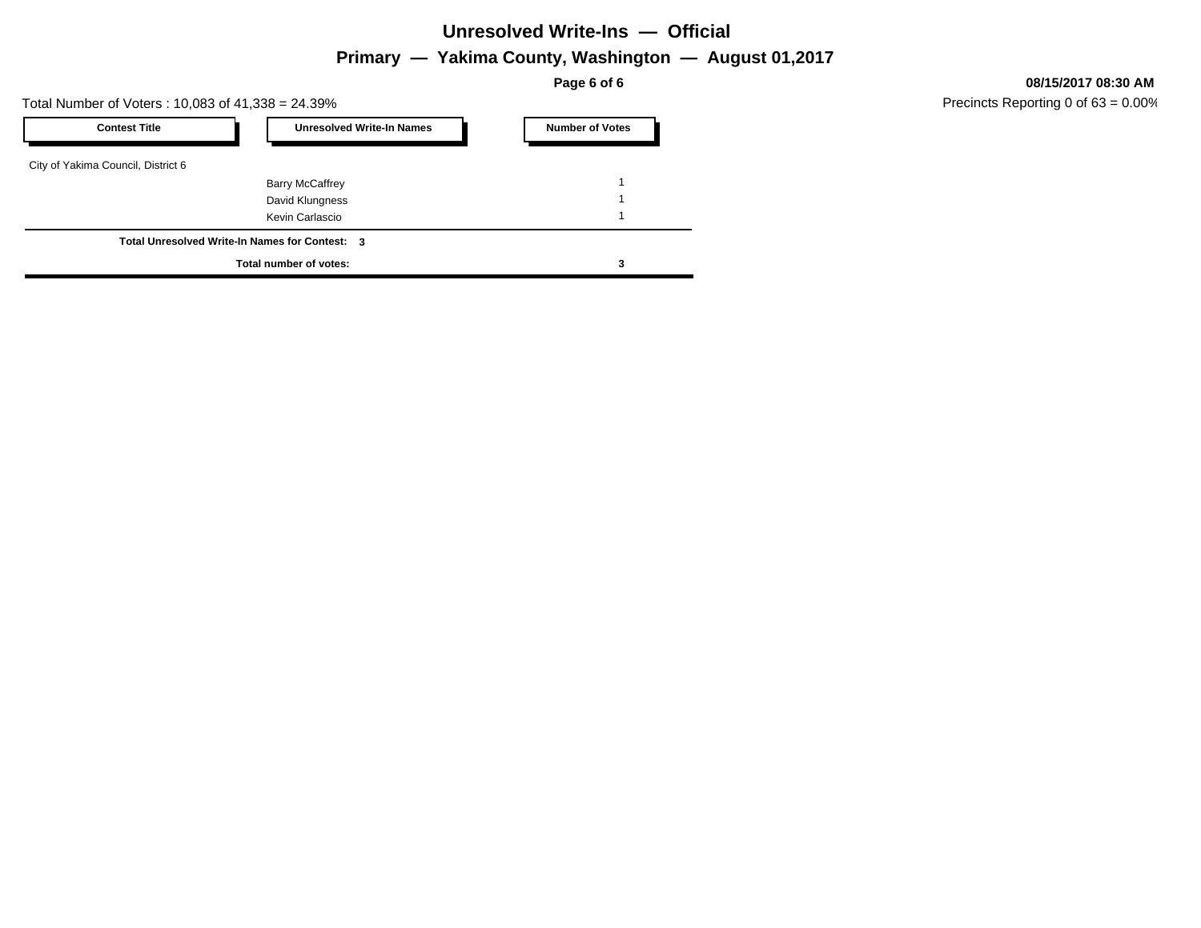# Unresolved Write-Ins — Official

## Primary — Yakima County, Washington — August 01,2017

**08/15/2017 08:30 AM**

Total Number of Voters : 10,083 of 41,338 = 24.39%

Precincts Reporting 0 of 63 = 0.00%

| Contest Title | Unresolved Write-In Names | Number of Votes |
|---|---|---|
| City of Yakima Council, District 6 | | |
| | Barry McCaffrey | 1 |
| | David Klungness | 1 |
| | Kevin Carlascio | 1 |
| **Total Unresolved Write-In Names for Contest:** | **3** | |
| **Total number of votes:** | | **3** |